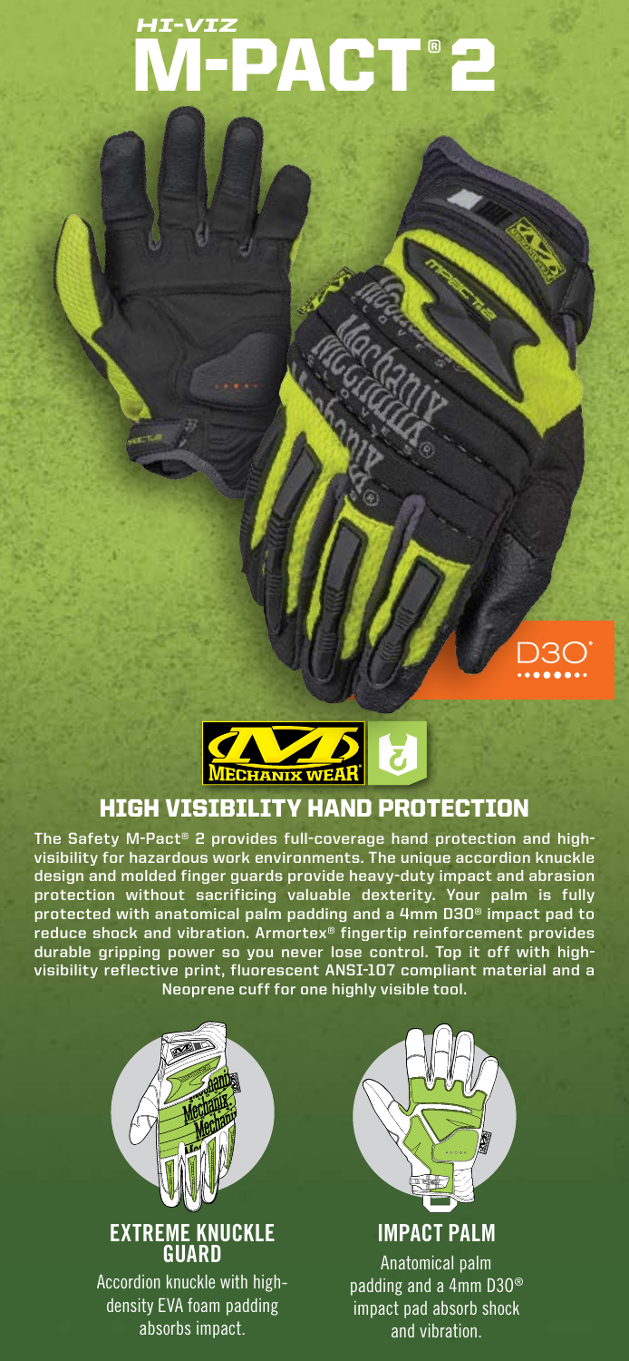# HI-VIZ M-PACT® 2

## HIGH VISIBILITY HAND PROTECTION

The Safety M-Pact® 2 provides full-coverage hand protection and high-visibility for hazardous work environments. The unique accordion knuckle design and molded finger guards provide heavy-duty impact and abrasion protection without sacrificing valuable dexterity. Your palm is fully protected with anatomical palm padding and a 4mm D3O® impact pad to reduce shock and vibration. Armortex® fingertip reinforcement provides durable gripping power so you never lose control. Top it off with high-visibility reflective print, fluorescent ANSI-107 compliant material and a Neoprene cuff for one highly visible tool.

### EXTREME KNUCKLE GUARD

Accordion knuckle with high-density EVA foam padding absorbs impact.

### IMPACT PALM

Anatomical palm padding and a 4mm D3O® impact pad absorb shock and vibration.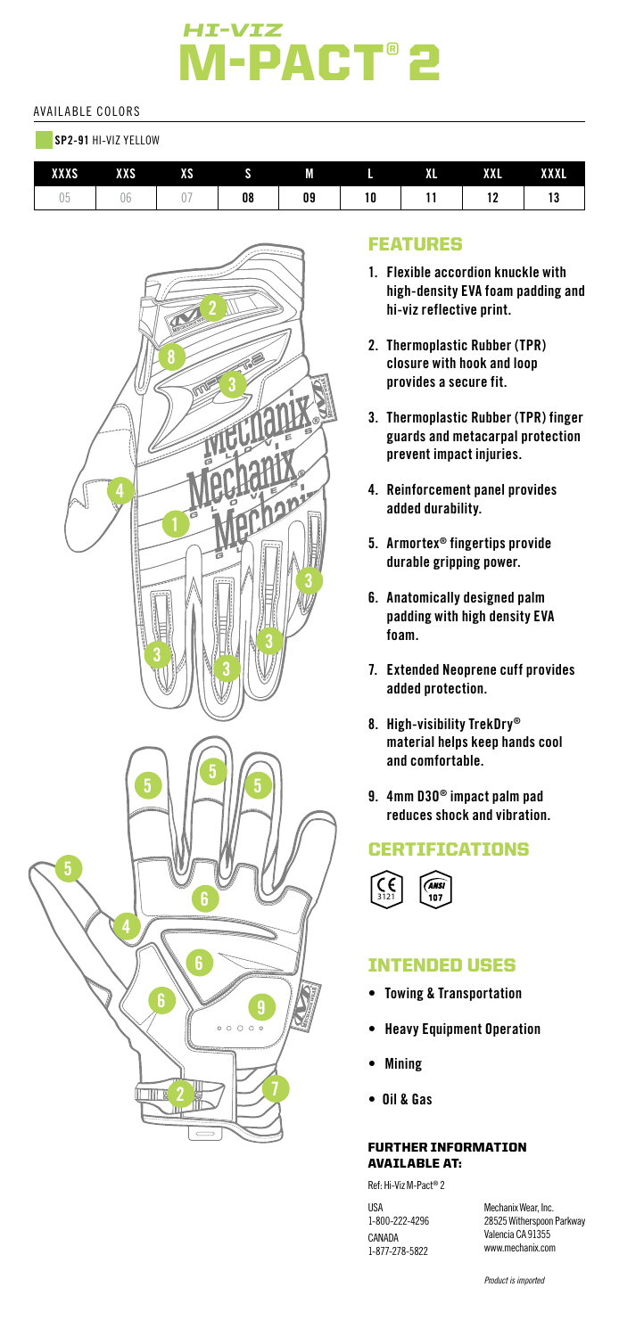# HI-VIZ M-PACT® 2

AVAILABLE COLORS

**SP2-91** HI-VIZ YELLOW

| XXXS | XXS | XS | S | M | L | XL | XXL | XXXL |
|---|---|---|---|---|---|---|---|---|
| 05 | 06 | 07 | 08 | 09 | 10 | 11 | 12 | 13 |

## FEATURES

1. **Flexible accordion knuckle with high-density EVA foam padding and hi-viz reflective print.**
2. **Thermoplastic Rubber (TPR) closure with hook and loop provides a secure fit.**
3. **Thermoplastic Rubber (TPR) finger guards and metacarpal protection prevent impact injuries.**
4. **Reinforcement panel provides added durability.**
5. **Armortex® fingertips provide durable gripping power.**
6. **Anatomically designed palm padding with high density EVA foam.**
7. **Extended Neoprene cuff provides added protection.**
8. **High-visibility TrekDry® material helps keep hands cool and comfortable.**
9. **4mm D3O® impact palm pad reduces shock and vibration.**

## CERTIFICATIONS

CE 3121

ANSI 107

## INTENDED USES

- **Towing & Transportation**
- **Heavy Equipment Operation**
- **Mining**
- **Oil & Gas**

#### FURTHER INFORMATION AVAILABLE AT:

Ref: Hi-Viz M-Pact® 2

USA
1-800-222-4296
CANADA
1-877-278-5822

Mechanix Wear, Inc.
28525 Witherspoon Parkway
Valencia CA 91355
www.mechanix.com

*Product is imported*